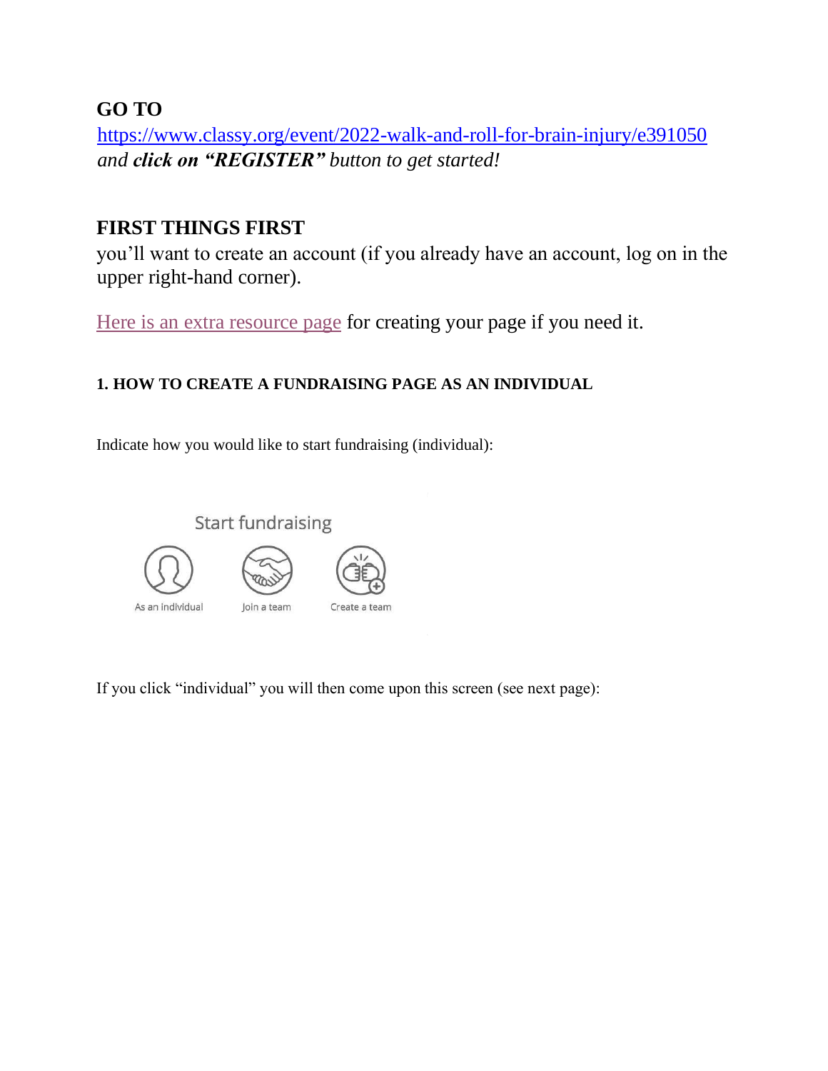## GO TO

[https://www.classy.org/event/2022-walk-and-roll-for-brain-injury/e391050](https://www.classy.org/event/2022-walk-and-roll-for-brain-injury/e391050)
*and **click on "REGISTER"** button to get started!*

## FIRST THINGS FIRST

you'll want to create an account (if you already have an account, log on in the upper right-hand corner).

Here is an extra resource page for creating your page if you need it.

### 1. HOW TO CREATE A FUNDRAISING PAGE AS AN INDIVIDUAL

Indicate how you would like to start fundraising (individual):

Start fundraising

As an individual     Join a team     Create a team

If you click "individual" you will then come upon this screen (see next page):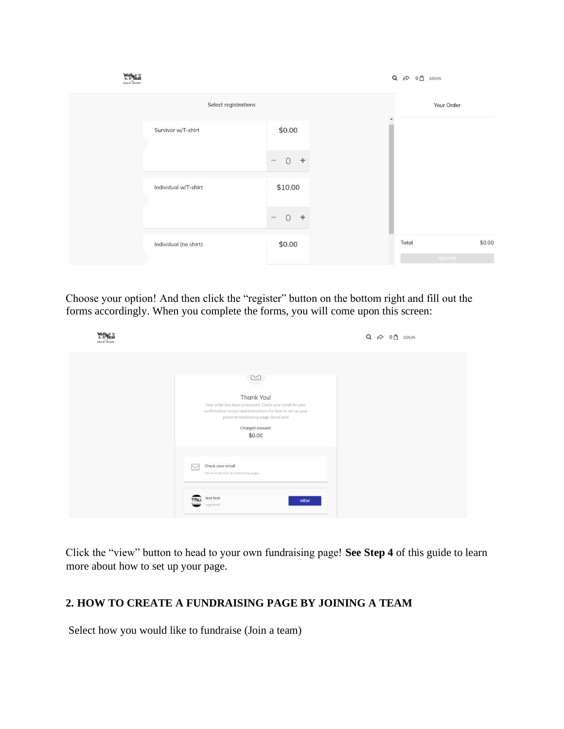Choose your option! And then click the "register" button on the bottom right and fill out the forms accordingly. When you complete the forms, you will come upon this screen:

Click the "view" button to head to your own fundraising page! **See Step 4** of this guide to learn more about how to set up your page.

## 2. HOW TO CREATE A FUNDRAISING PAGE BY JOINING A TEAM

Select how you would like to fundraise (Join a team)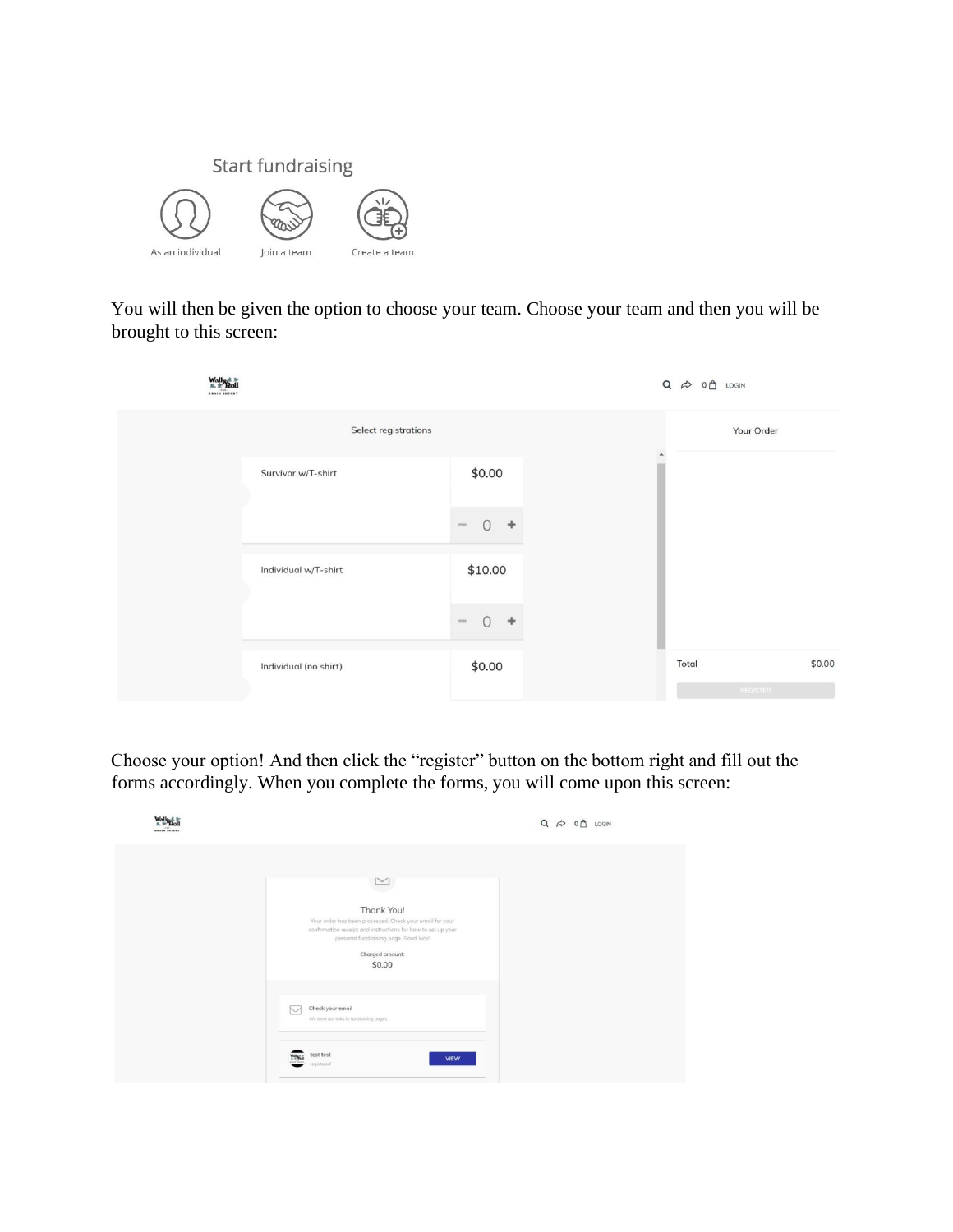Start fundraising

As an individual Join a team Create a team

You will then be given the option to choose your team. Choose your team and then you will be brought to this screen:

Select registrations

| Registration | Price |
| --- | --- |
| Survivor w/T-shirt | $0.00 |
| Individual w/T-shirt | $10.00 |
| Individual (no shirt) | $0.00 |

Your Order

Total $0.00

REGISTER

Choose your option! And then click the "register" button on the bottom right and fill out the forms accordingly. When you complete the forms, you will come upon this screen:

Thank You!

Your order has been processed. Check your email for your confirmation receipt and instructions for how to set up your personal fundraising page. Good luck!

Charged amount:

$0.00

Check your email

We sent out links to fundraising pages

test test

registered

VIEW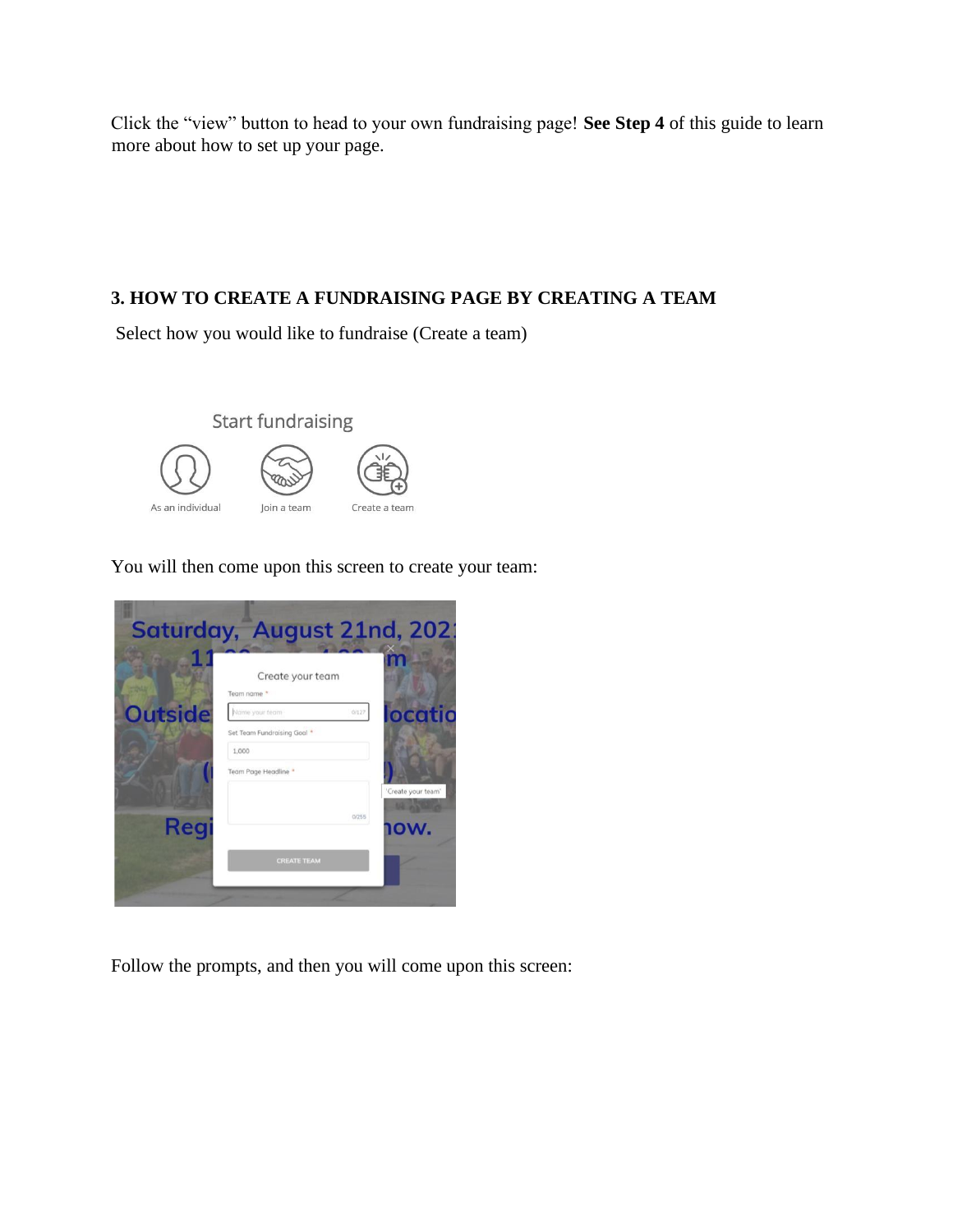Click the “view” button to head to your own fundraising page! **See Step 4** of this guide to learn more about how to set up your page.

### 3. HOW TO CREATE A FUNDRAISING PAGE BY CREATING A TEAM

Select how you would like to fundraise (Create a team)

You will then come upon this screen to create your team:

Follow the prompts, and then you will come upon this screen: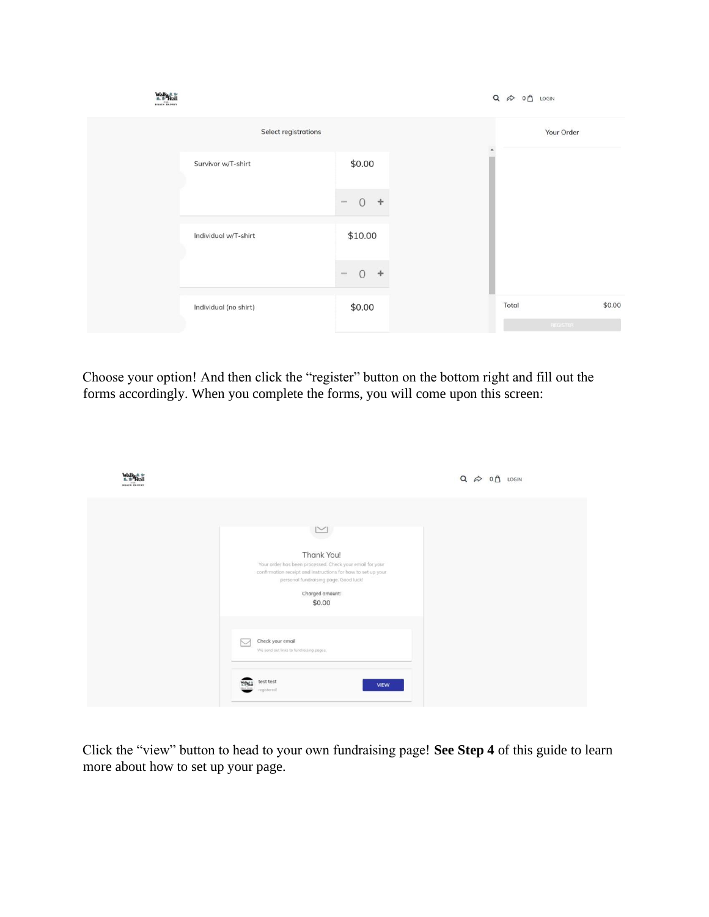Choose your option! And then click the “register” button on the bottom right and fill out the forms accordingly. When you complete the forms, you will come upon this screen:

Click the “view” button to head to your own fundraising page! **See Step 4** of this guide to learn more about how to set up your page.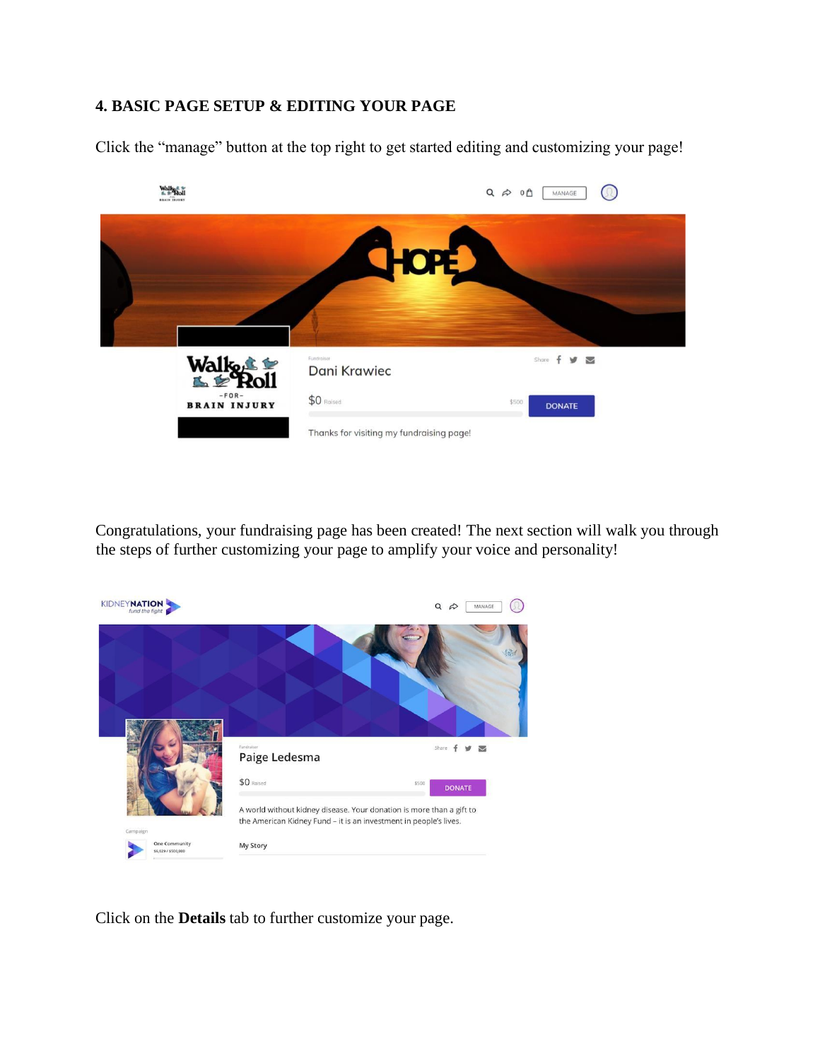### 4. BASIC PAGE SETUP & EDITING YOUR PAGE

Click the "manage" button at the top right to get started editing and customizing your page!

Congratulations, your fundraising page has been created! The next section will walk you through the steps of further customizing your page to amplify your voice and personality!

Click on the **Details** tab to further customize your page.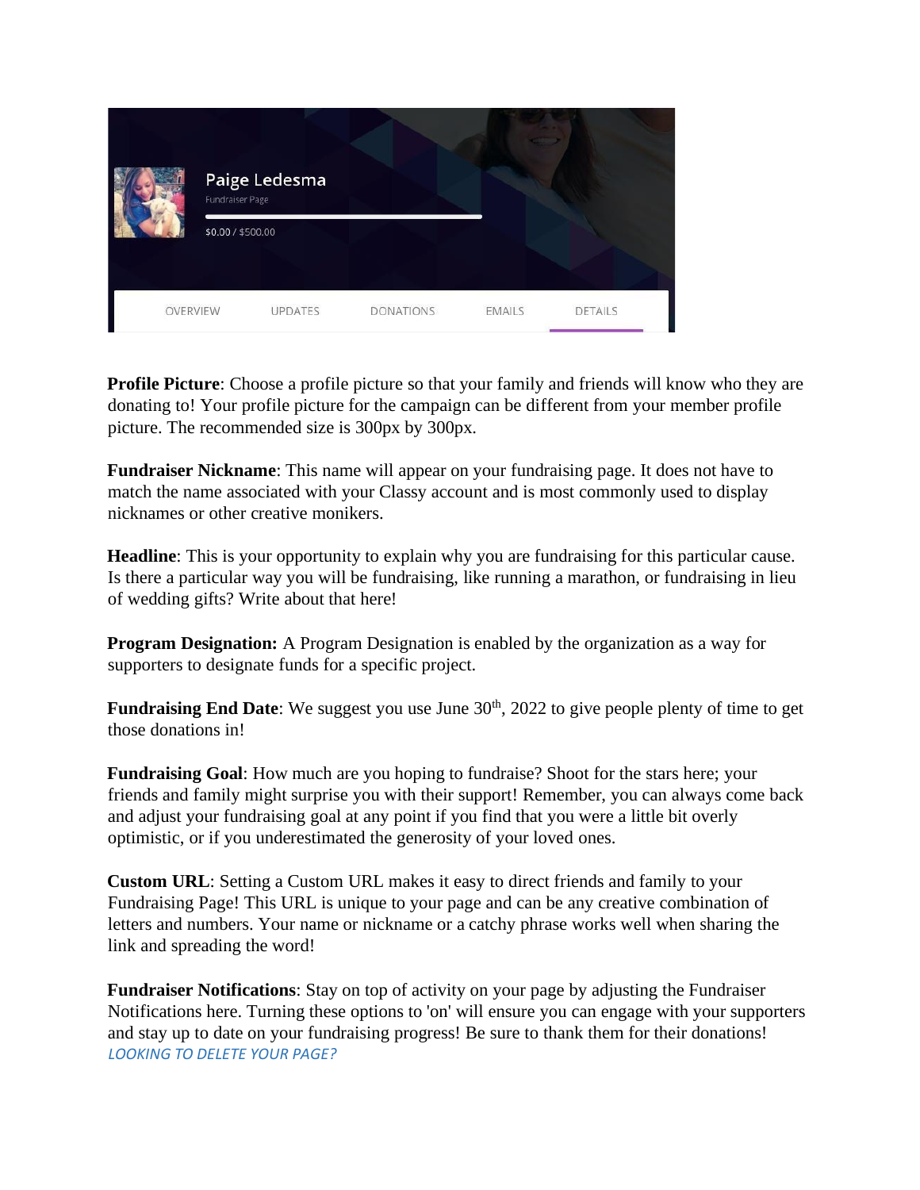**Profile Picture**: Choose a profile picture so that your family and friends will know who they are donating to! Your profile picture for the campaign can be different from your member profile picture. The recommended size is 300px by 300px.

**Fundraiser Nickname**: This name will appear on your fundraising page. It does not have to match the name associated with your Classy account and is most commonly used to display nicknames or other creative monikers.

**Headline**: This is your opportunity to explain why you are fundraising for this particular cause. Is there a particular way you will be fundraising, like running a marathon, or fundraising in lieu of wedding gifts? Write about that here!

**Program Designation:** A Program Designation is enabled by the organization as a way for supporters to designate funds for a specific project.

**Fundraising End Date**: We suggest you use June 30th, 2022 to give people plenty of time to get those donations in!

**Fundraising Goal**: How much are you hoping to fundraise? Shoot for the stars here; your friends and family might surprise you with their support! Remember, you can always come back and adjust your fundraising goal at any point if you find that you were a little bit overly optimistic, or if you underestimated the generosity of your loved ones.

**Custom URL**: Setting a Custom URL makes it easy to direct friends and family to your Fundraising Page! This URL is unique to your page and can be any creative combination of letters and numbers. Your name or nickname or a catchy phrase works well when sharing the link and spreading the word!

**Fundraiser Notifications**: Stay on top of activity on your page by adjusting the Fundraiser Notifications here. Turning these options to 'on' will ensure you can engage with your supporters and stay up to date on your fundraising progress! Be sure to thank them for their donations!
*LOOKING TO DELETE YOUR PAGE?*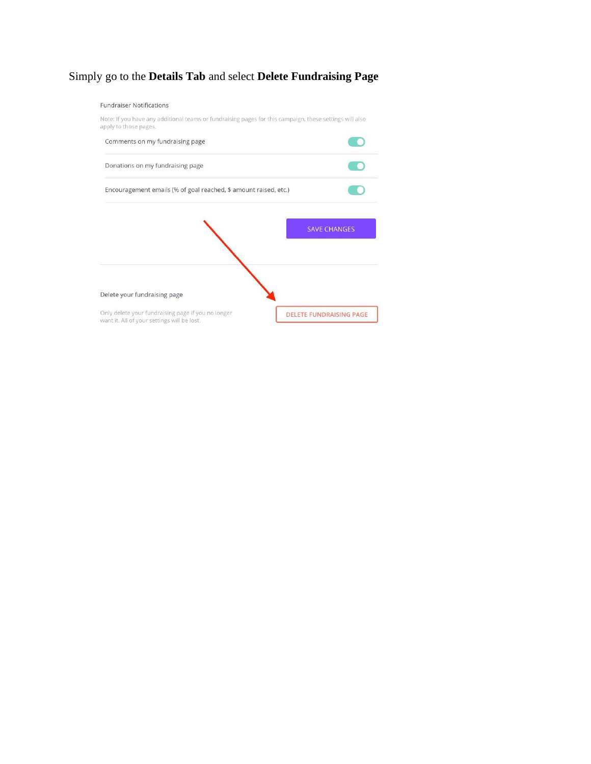Simply go to the **Details Tab** and select **Delete Fundraising Page**

Fundraiser Notifications

Note: If you have any additional teams or fundraising pages for this campaign, these settings will also apply to those pages.

Comments on my fundraising page

Donations on my fundraising page

Encouragement emails (% of goal reached, $ amount raised, etc.)

SAVE CHANGES

Delete your fundraising page

Only delete your fundraising page if you no longer want it. All of your settings will be lost.

DELETE FUNDRAISING PAGE